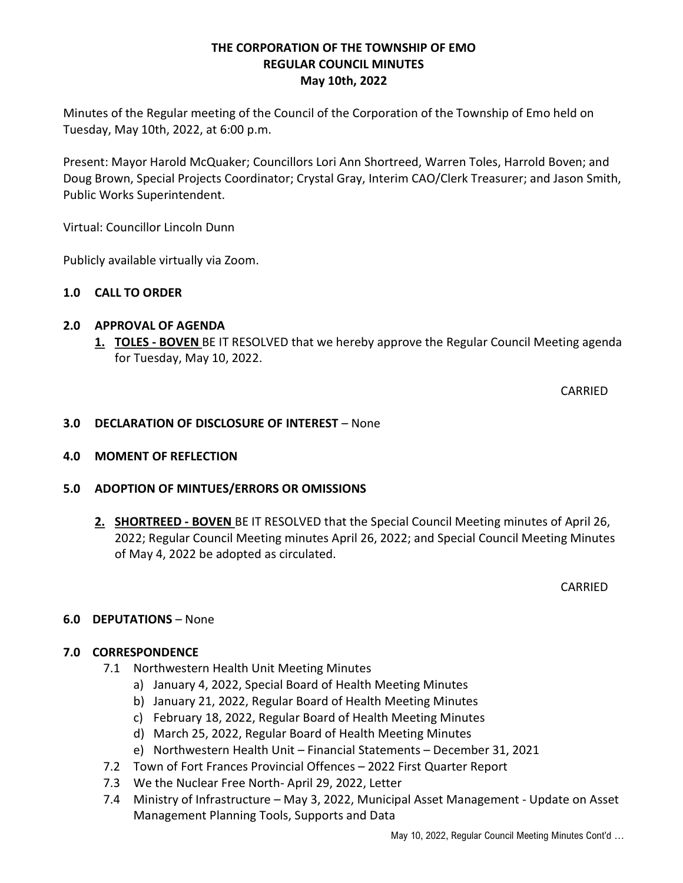# THE CORPORATION OF THE TOWNSHIP OF EMO
## REGULAR COUNCIL MINUTES
### May 10th, 2022

Minutes of the Regular meeting of the Council of the Corporation of the Township of Emo held on Tuesday, May 10th, 2022, at 6:00 p.m.

Present: Mayor Harold McQuaker; Councillors Lori Ann Shortreed, Warren Toles, Harrold Boven; and Doug Brown, Special Projects Coordinator; Crystal Gray, Interim CAO/Clerk Treasurer; and Jason Smith, Public Works Superintendent.

Virtual: Councillor Lincoln Dunn

Publicly available virtually via Zoom.

**1.0 CALL TO ORDER**

**2.0 APPROVAL OF AGENDA**

**1.** **TOLES - BOVEN** BE IT RESOLVED that we hereby approve the Regular Council Meeting agenda for Tuesday, May 10, 2022.

CARRIED

**3.0 DECLARATION OF DISCLOSURE OF INTEREST** – None

**4.0 MOMENT OF REFLECTION**

**5.0 ADOPTION OF MINTUES/ERRORS OR OMISSIONS**

**2.** **SHORTREED - BOVEN** BE IT RESOLVED that the Special Council Meeting minutes of April 26, 2022; Regular Council Meeting minutes April 26, 2022; and Special Council Meeting Minutes of May 4, 2022 be adopted as circulated.

CARRIED

**6.0 DEPUTATIONS** – None

**7.0 CORRESPONDENCE**

- 7.1 Northwestern Health Unit Meeting Minutes
  - a) January 4, 2022, Special Board of Health Meeting Minutes
  - b) January 21, 2022, Regular Board of Health Meeting Minutes
  - c) February 18, 2022, Regular Board of Health Meeting Minutes
  - d) March 25, 2022, Regular Board of Health Meeting Minutes
  - e) Northwestern Health Unit – Financial Statements – December 31, 2021
- 7.2 Town of Fort Frances Provincial Offences – 2022 First Quarter Report
- 7.3 We the Nuclear Free North- April 29, 2022, Letter
- 7.4 Ministry of Infrastructure – May 3, 2022, Municipal Asset Management - Update on Asset Management Planning Tools, Supports and Data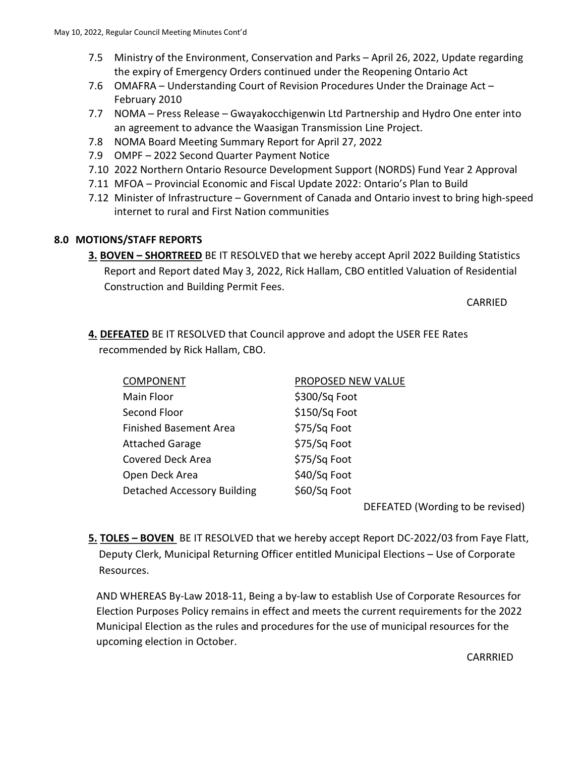7.5 Ministry of the Environment, Conservation and Parks – April 26, 2022, Update regarding the expiry of Emergency Orders continued under the Reopening Ontario Act
7.6 OMAFRA – Understanding Court of Revision Procedures Under the Drainage Act – February 2010
7.7 NOMA – Press Release – Gwayakocchigenwin Ltd Partnership and Hydro One enter into an agreement to advance the Waasigan Transmission Line Project.
7.8 NOMA Board Meeting Summary Report for April 27, 2022
7.9 OMPF – 2022 Second Quarter Payment Notice
7.10 2022 Northern Ontario Resource Development Support (NORDS) Fund Year 2 Approval
7.11 MFOA – Provincial Economic and Fiscal Update 2022: Ontario's Plan to Build
7.12 Minister of Infrastructure – Government of Canada and Ontario invest to bring high-speed internet to rural and First Nation communities

## 8.0 MOTIONS/STAFF REPORTS

**3. BOVEN – SHORTREED** BE IT RESOLVED that we hereby accept April 2022 Building Statistics Report and Report dated May 3, 2022, Rick Hallam, CBO entitled Valuation of Residential Construction and Building Permit Fees.

CARRIED

**4. DEFEATED** BE IT RESOLVED that Council approve and adopt the USER FEE Rates recommended by Rick Hallam, CBO.

| COMPONENT | PROPOSED NEW VALUE |
|---|---|
| Main Floor | $300/Sq Foot |
| Second Floor | $150/Sq Foot |
| Finished Basement Area | $75/Sq Foot |
| Attached Garage | $75/Sq Foot |
| Covered Deck Area | $75/Sq Foot |
| Open Deck Area | $40/Sq Foot |
| Detached Accessory Building | $60/Sq Foot |

DEFEATED (Wording to be revised)

**5. TOLES – BOVEN** BE IT RESOLVED that we hereby accept Report DC-2022/03 from Faye Flatt, Deputy Clerk, Municipal Returning Officer entitled Municipal Elections – Use of Corporate Resources.

AND WHEREAS By-Law 2018-11, Being a by-law to establish Use of Corporate Resources for Election Purposes Policy remains in effect and meets the current requirements for the 2022 Municipal Election as the rules and procedures for the use of municipal resources for the upcoming election in October.

CARRRIED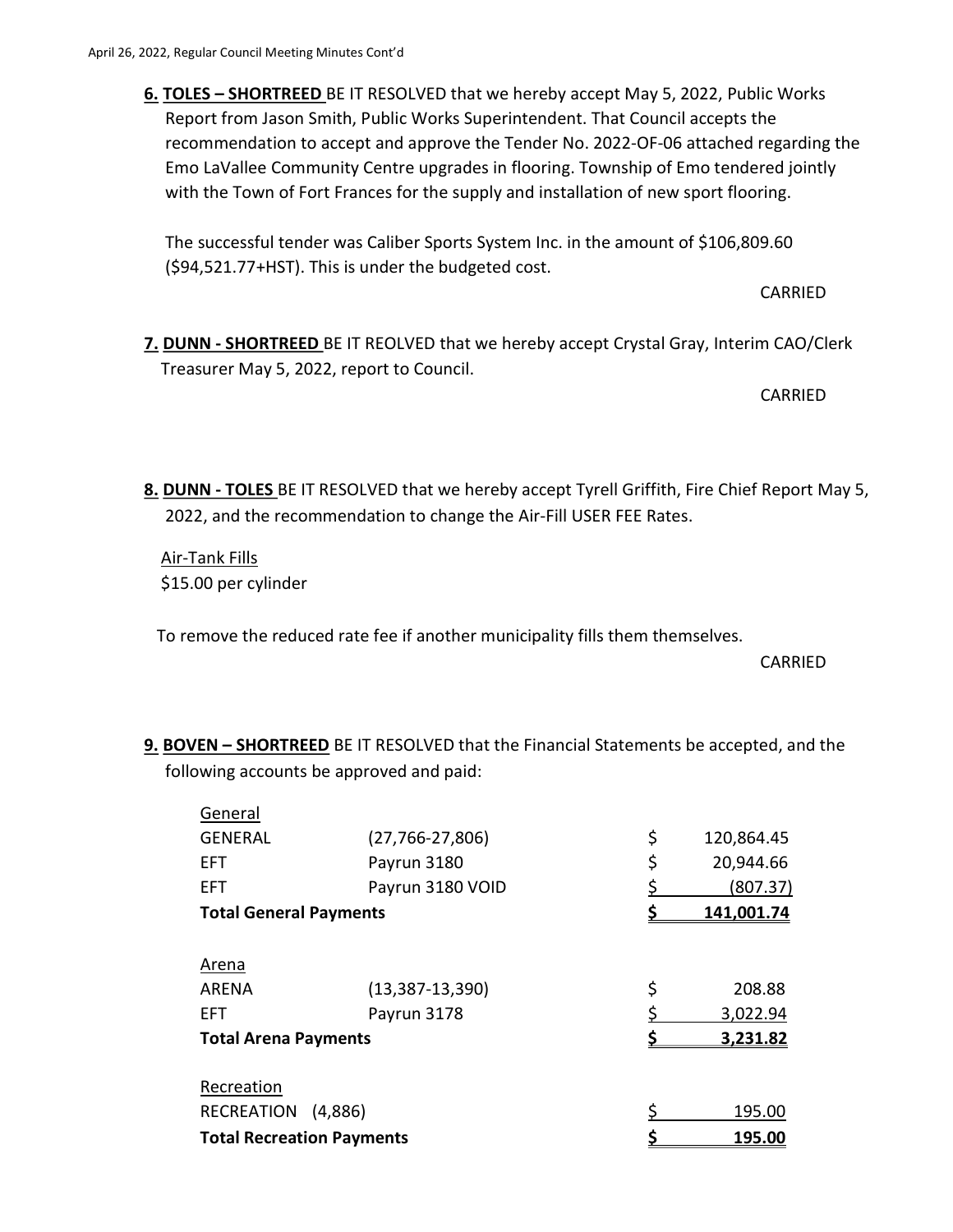**6. <u>TOLES – SHORTREED</u>** BE IT RESOLVED that we hereby accept May 5, 2022, Public Works Report from Jason Smith, Public Works Superintendent. That Council accepts the recommendation to accept and approve the Tender No. 2022-OF-06 attached regarding the Emo LaVallee Community Centre upgrades in flooring. Township of Emo tendered jointly with the Town of Fort Frances for the supply and installation of new sport flooring.

The successful tender was Caliber Sports System Inc. in the amount of $106,809.60 ($94,521.77+HST). This is under the budgeted cost.

CARRIED

**7. <u>DUNN - SHORTREED</u>** BE IT REOLVED that we hereby accept Crystal Gray, Interim CAO/Clerk Treasurer May 5, 2022, report to Council.

CARRIED

**8. <u>DUNN - TOLES</u>** BE IT RESOLVED that we hereby accept Tyrell Griffith, Fire Chief Report May 5, 2022, and the recommendation to change the Air-Fill USER FEE Rates.

<u>Air-Tank Fills</u>
$15.00 per cylinder

To remove the reduced rate fee if another municipality fills them themselves.

CARRIED

**9. <u>BOVEN – SHORTREED</u>** BE IT RESOLVED that the Financial Statements be accepted, and the following accounts be approved and paid:

| | | |
|---|---|---|
| <u>General</u> | | |
| GENERAL | (27,766-27,806) | $ 120,864.45 |
| EFT | Payrun 3180 | $ 20,944.66 |
| EFT | Payrun 3180 VOID | $ (807.37) |
| **Total General Payments** | | **$ 141,001.74** |
| <u>Arena</u> | | |
| ARENA | (13,387-13,390) | $ 208.88 |
| EFT | Payrun 3178 | $ 3,022.94 |
| **Total Arena Payments** | | **$ 3,231.82** |
| <u>Recreation</u> | | |
| RECREATION (4,886) | | $ 195.00 |
| **Total Recreation Payments** | | **$ 195.00** |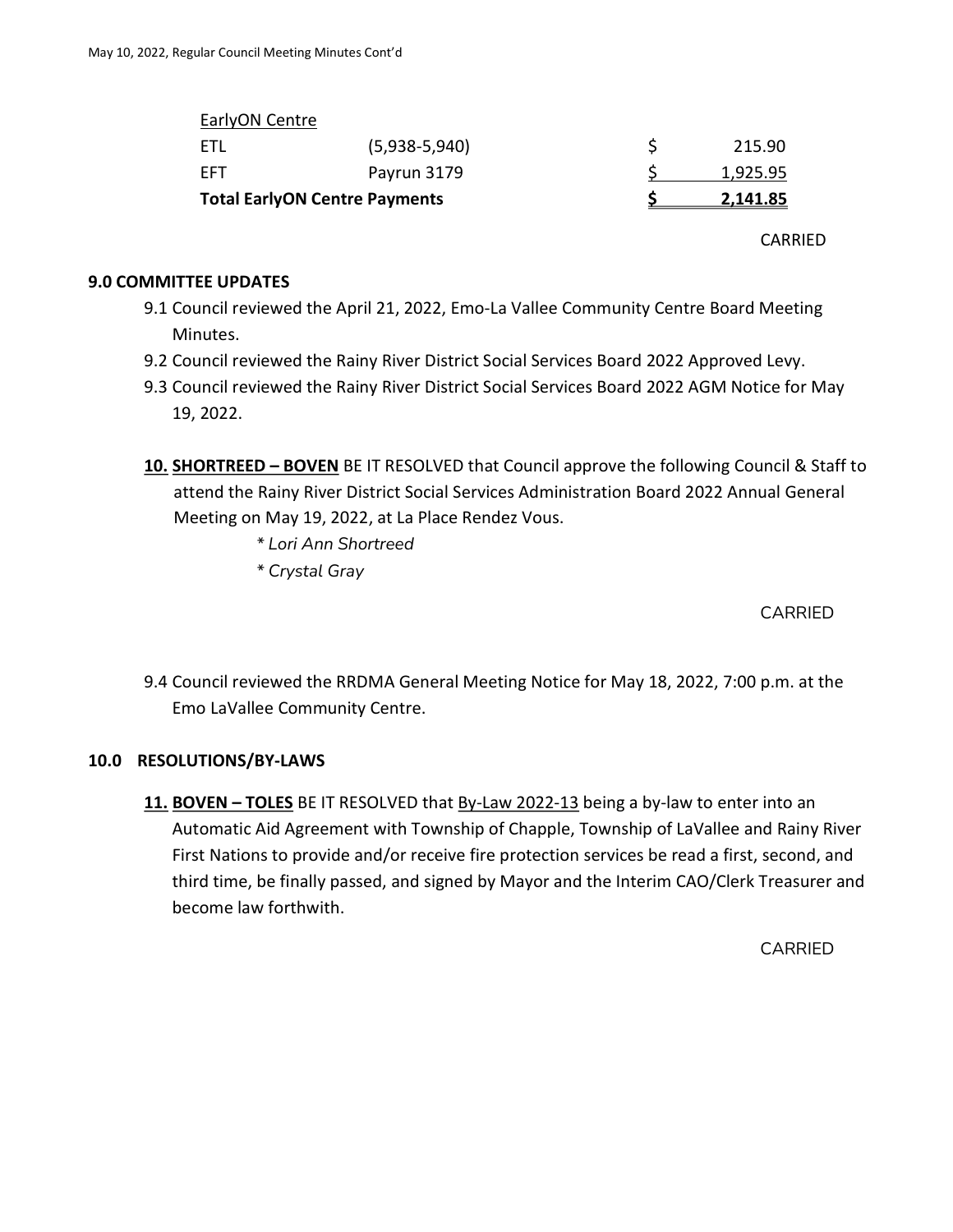| EarlyON Centre | | | |
|---|---|---|---|
| ETL | (5,938-5,940) | $ | 215.90 |
| EFT | Payrun 3179 | $ | 1,925.95 |
| **Total EarlyON Centre Payments** | | **$** | **2,141.85** |

CARRIED

**9.0 COMMITTEE UPDATES**

9.1 Council reviewed the April 21, 2022, Emo-La Vallee Community Centre Board Meeting Minutes.

9.2 Council reviewed the Rainy River District Social Services Board 2022 Approved Levy.

9.3 Council reviewed the Rainy River District Social Services Board 2022 AGM Notice for May 19, 2022.

**10. SHORTREED – BOVEN** BE IT RESOLVED that Council approve the following Council & Staff to attend the Rainy River District Social Services Administration Board 2022 Annual General Meeting on May 19, 2022, at La Place Rendez Vous.

*\* Lori Ann Shortreed*

*\* Crystal Gray*

CARRIED

9.4 Council reviewed the RRDMA General Meeting Notice for May 18, 2022, 7:00 p.m. at the Emo LaVallee Community Centre.

**10.0 RESOLUTIONS/BY-LAWS**

**11. BOVEN – TOLES** BE IT RESOLVED that By-Law 2022-13 being a by-law to enter into an Automatic Aid Agreement with Township of Chapple, Township of LaVallee and Rainy River First Nations to provide and/or receive fire protection services be read a first, second, and third time, be finally passed, and signed by Mayor and the Interim CAO/Clerk Treasurer and become law forthwith.

CARRIED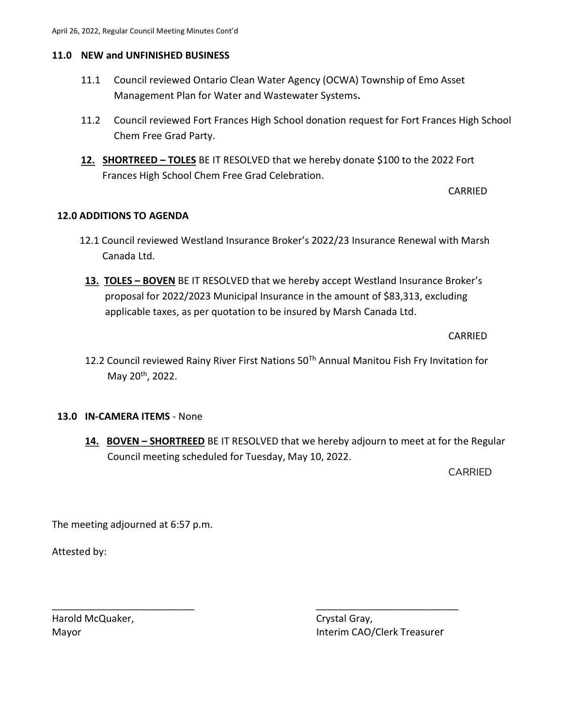### 11.0 NEW and UNFINISHED BUSINESS

11.1 Council reviewed Ontario Clean Water Agency (OCWA) Township of Emo Asset Management Plan for Water and Wastewater Systems**.**

11.2 Council reviewed Fort Frances High School donation request for Fort Frances High School Chem Free Grad Party.

**12. SHORTREED – TOLES** BE IT RESOLVED that we hereby donate $100 to the 2022 Fort Frances High School Chem Free Grad Celebration.

CARRIED

### 12.0 ADDITIONS TO AGENDA

12.1 Council reviewed Westland Insurance Broker's 2022/23 Insurance Renewal with Marsh Canada Ltd.

**13. TOLES – BOVEN** BE IT RESOLVED that we hereby accept Westland Insurance Broker's proposal for 2022/2023 Municipal Insurance in the amount of $83,313, excluding applicable taxes, as per quotation to be insured by Marsh Canada Ltd.

CARRIED

12.2 Council reviewed Rainy River First Nations 50Th Annual Manitou Fish Fry Invitation for May 20th, 2022.

### 13.0 IN-CAMERA ITEMS - None

**14. BOVEN – SHORTREED** BE IT RESOLVED that we hereby adjourn to meet at for the Regular Council meeting scheduled for Tuesday, May 10, 2022.

CARRIED

The meeting adjourned at 6:57 p.m.

Attested by:

\_\_\_\_\_\_\_\_\_\_\_\_\_\_\_\_\_\_\_\_\_\_\_\_\_\_
Harold McQuaker,
Mayor

\_\_\_\_\_\_\_\_\_\_\_\_\_\_\_\_\_\_\_\_\_\_\_\_\_\_
Crystal Gray,
Interim CAO/Clerk Treasurer